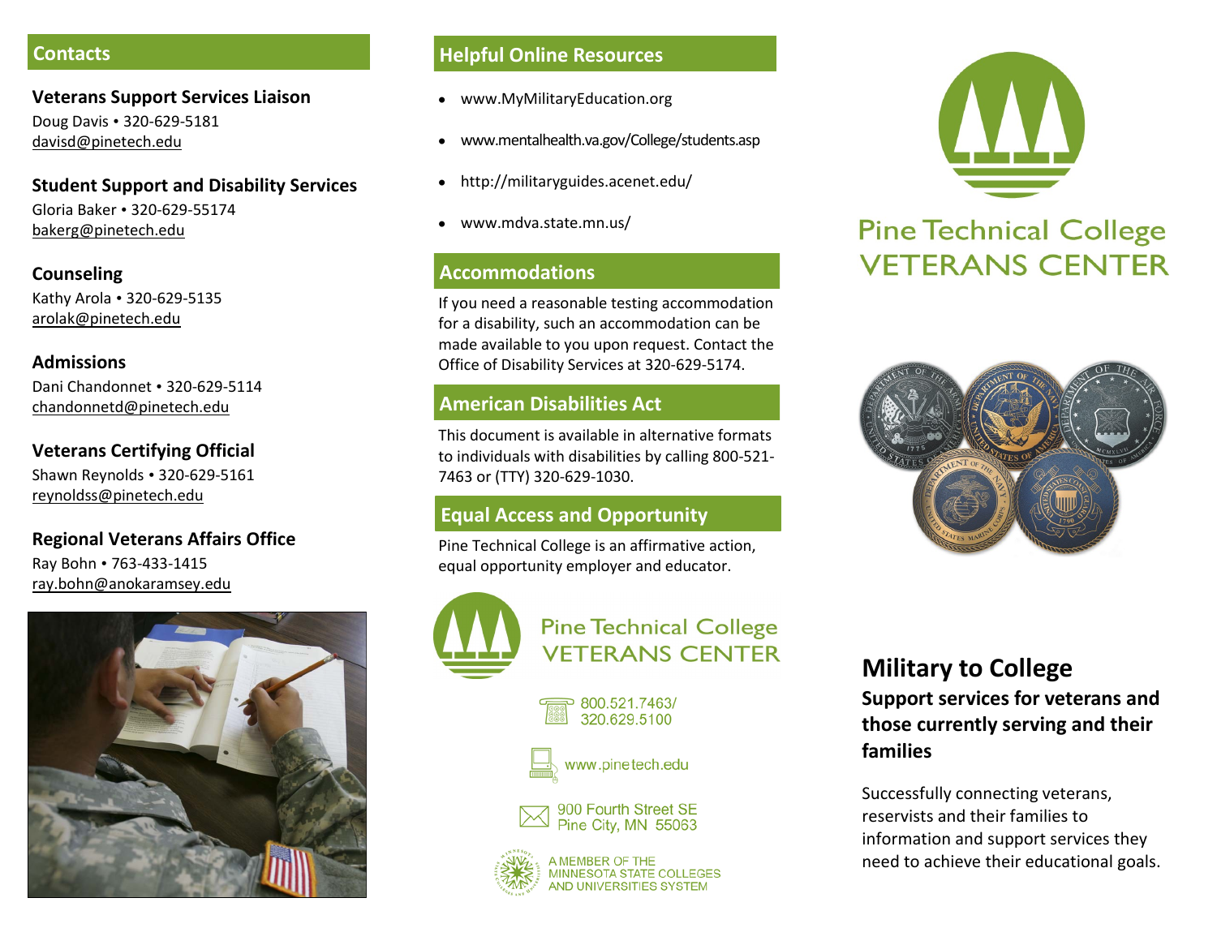## Contacts

**Veterans Support Services Liaison**
Doug Davis • 320-629-5181
davisd@pinetech.edu

**Student Support and Disability Services**
Gloria Baker • 320-629-55174
bakerg@pinetech.edu

**Counseling**
Kathy Arola • 320-629-5135
arolak@pinetech.edu

**Admissions**
Dani Chandonnet • 320-629-5114
chandonnetd@pinetech.edu

**Veterans Certifying Official**
Shawn Reynolds • 320-629-5161
reynoldss@pinetech.edu

**Regional Veterans Affairs Office**
Ray Bohn • 763-433-1415
ray.bohn@anokaramsey.edu

## Helpful Online Resources

- www.MyMilitaryEducation.org
- www.mentalhealth.va.gov/College/students.asp
- http://militaryguides.acenet.edu/
- www.mdva.state.mn.us/

## Accommodations

If you need a reasonable testing accommodation for a disability, such an accommodation can be made available to you upon request. Contact the Office of Disability Services at 320-629-5174.

## American Disabilities Act

This document is available in alternative formats to individuals with disabilities by calling 800-521-7463 or (TTY) 320-629-1030.

## Equal Access and Opportunity

Pine Technical College is an affirmative action, equal opportunity employer and educator.

Pine Technical College
VETERANS CENTER

800.521.7463/
320.629.5100

www.pinetech.edu

900 Fourth Street SE
Pine City, MN 55063

A MEMBER OF THE MINNESOTA STATE COLLEGES AND UNIVERSITIES SYSTEM

# Pine Technical College VETERANS CENTER

## Military to College

**Support services for veterans and those currently serving and their families**

Successfully connecting veterans, reservists and their families to information and support services they need to achieve their educational goals.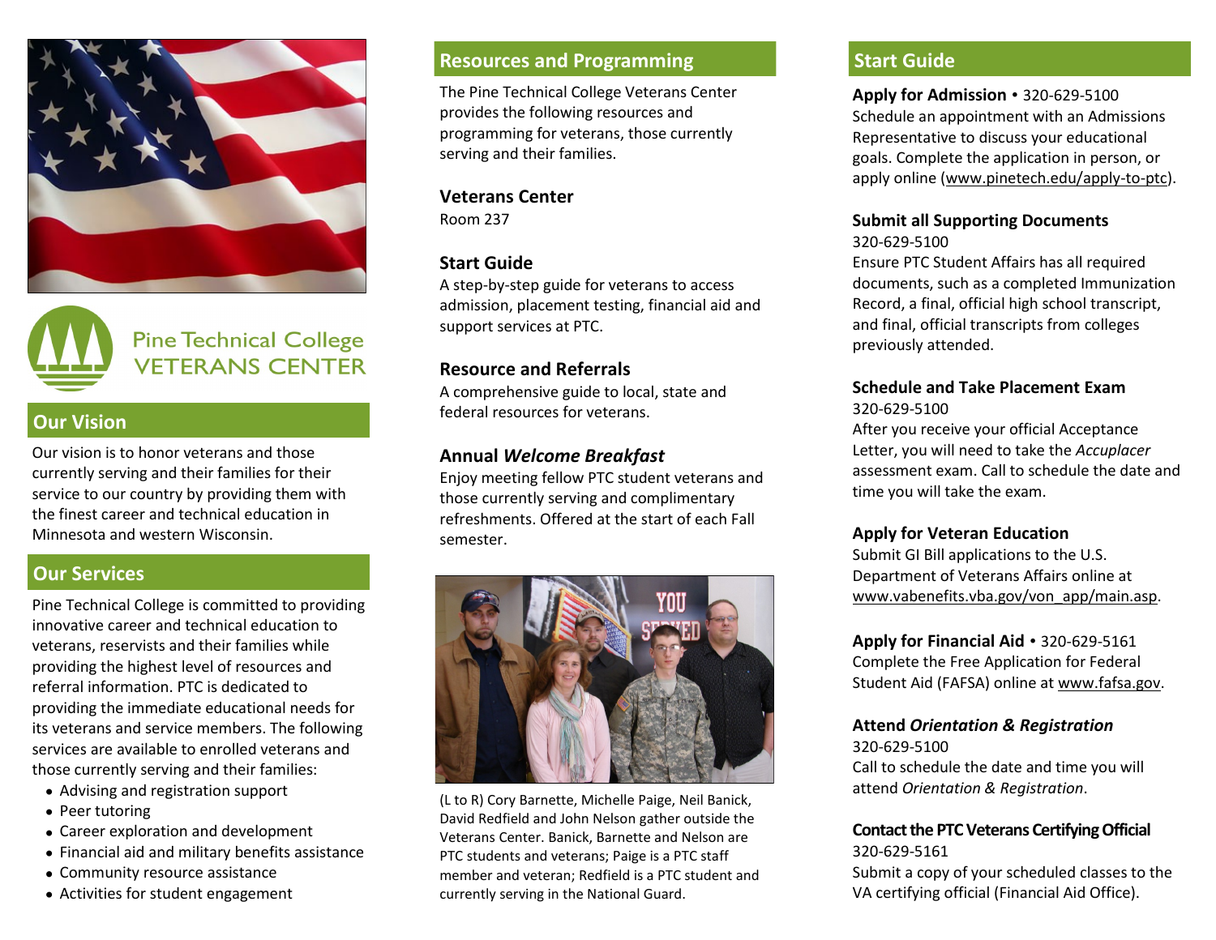Pine Technical College
VETERANS CENTER

## Our Vision

Our vision is to honor veterans and those currently serving and their families for their service to our country by providing them with the finest career and technical education in Minnesota and western Wisconsin.

## Our Services

Pine Technical College is committed to providing innovative career and technical education to veterans, reservists and their families while providing the highest level of resources and referral information. PTC is dedicated to providing the immediate educational needs for its veterans and service members. The following services are available to enrolled veterans and those currently serving and their families:

- Advising and registration support
- Peer tutoring
- Career exploration and development
- Financial aid and military benefits assistance
- Community resource assistance
- Activities for student engagement

## Resources and Programming

The Pine Technical College Veterans Center provides the following resources and programming for veterans, those currently serving and their families.

### Veterans Center

Room 237

### Start Guide

A step-by-step guide for veterans to access admission, placement testing, financial aid and support services at PTC.

### Resource and Referrals

A comprehensive guide to local, state and federal resources for veterans.

### Annual *Welcome Breakfast*

Enjoy meeting fellow PTC student veterans and those currently serving and complimentary refreshments. Offered at the start of each Fall semester.

(L to R) Cory Barnette, Michelle Paige, Neil Banick, David Redfield and John Nelson gather outside the Veterans Center. Banick, Barnette and Nelson are PTC students and veterans; Paige is a PTC staff member and veteran; Redfield is a PTC student and currently serving in the National Guard.

## Start Guide

**Apply for Admission** • 320-629-5100
Schedule an appointment with an Admissions Representative to discuss your educational goals. Complete the application in person, or apply online (www.pinetech.edu/apply-to-ptc).

**Submit all Supporting Documents**
320-629-5100
Ensure PTC Student Affairs has all required documents, such as a completed Immunization Record, a final, official high school transcript, and final, official transcripts from colleges previously attended.

**Schedule and Take Placement Exam**
320-629-5100
After you receive your official Acceptance Letter, you will need to take the *Accuplacer* assessment exam. Call to schedule the date and time you will take the exam.

**Apply for Veteran Education**
Submit GI Bill applications to the U.S. Department of Veterans Affairs online at www.vabenefits.vba.gov/von_app/main.asp.

**Apply for Financial Aid** • 320-629-5161
Complete the Free Application for Federal Student Aid (FAFSA) online at www.fafsa.gov.

**Attend *Orientation & Registration***
320-629-5100
Call to schedule the date and time you will attend *Orientation & Registration*.

**Contact the PTC Veterans Certifying Official**
320-629-5161
Submit a copy of your scheduled classes to the VA certifying official (Financial Aid Office).